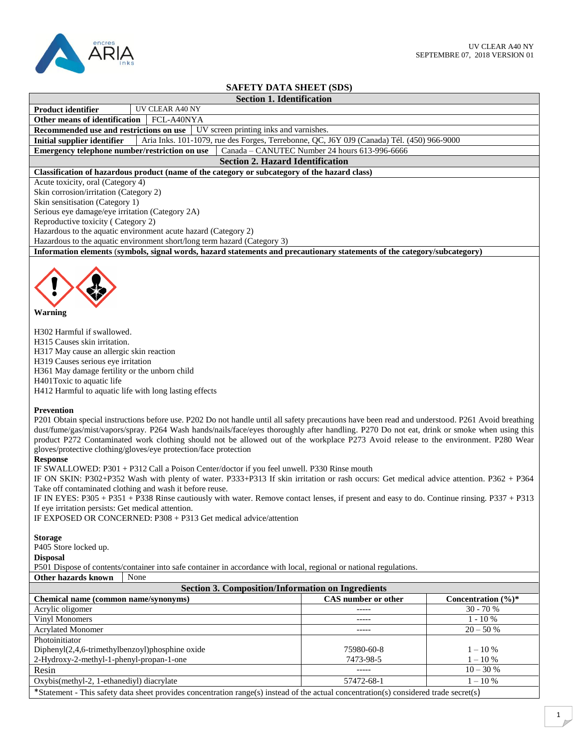UV CLEAR A40 NY
SEPTEMBRE 07, 2018 VERSION 01

# SAFETY DATA SHEET (SDS)

## Section 1. Identification

| | |
|---|---|
| **Product identifier** | UV CLEAR A40 NY |
| **Other means of identification** | FCL-A40NYA |
| **Recommended use and restrictions on use** | UV screen printing inks and varnishes. |
| **Initial supplier identifier** | Aria Inks. 101-1079, rue des Forges, Terrebonne, QC, J6Y 0J9 (Canada) Tél. (450) 966-9000 |
| **Emergency telephone number/restriction on use** | Canada – CANUTEC Number 24 hours 613-996-6666 |

## Section 2. Hazard Identification

**Classification of hazardous product (name of the category or subcategory of the hazard class)**

Acute toxicity, oral (Category 4)
Skin corrosion/irritation (Category 2)
Skin sensitisation (Category 1)
Serious eye damage/eye irritation (Category 2A)
Reproductive toxicity ( Category 2)
Hazardous to the aquatic environment acute hazard (Category 2)
Hazardous to the aquatic environment short/long term hazard (Category 3)

**Information elements** (**symbols, signal words, hazard statements and precautionary statements of the category/subcategory)**

**Warning**

H302 Harmful if swallowed.
H315 Causes skin irritation.
H317 May cause an allergic skin reaction
H319 Causes serious eye irritation
H361 May damage fertility or the unborn child
H401Toxic to aquatic life
H412 Harmful to aquatic life with long lasting effects

**Prevention**
P201 Obtain special instructions before use. P202 Do not handle until all safety precautions have been read and understood. P261 Avoid breathing dust/fume/gas/mist/vapors/spray. P264 Wash hands/nails/face/eyes thoroughly after handling. P270 Do not eat, drink or smoke when using this product P272 Contaminated work clothing should not be allowed out of the workplace P273 Avoid release to the environment. P280 Wear gloves/protective clothing/gloves/eye protection/face protection

**Response**
IF SWALLOWED: P301 + P312 Call a Poison Center/doctor if you feel unwell. P330 Rinse mouth
IF ON SKIN: P302+P352 Wash with plenty of water. P333+P313 If skin irritation or rash occurs: Get medical advice attention. P362 + P364 Take off contaminated clothing and wash it before reuse.
IF IN EYES: P305 + P351 + P338 Rinse cautiously with water. Remove contact lenses, if present and easy to do. Continue rinsing. P337 + P313 If eye irritation persists: Get medical attention.
IF EXPOSED OR CONCERNED: P308 + P313 Get medical advice/attention

**Storage**
P405 Store locked up.

**Disposal**
P501 Dispose of contents/container into safe container in accordance with local, regional or national regulations.

| | |
|---|---|
| **Other hazards known** | None |

## Section 3. Composition/Information on Ingredients

| Chemical name (common name/synonyms) | CAS number or other | Concentration (%)* |
|---|---|---|
| Acrylic oligomer | ----- | 30 - 70 % |
| Vinyl Monomers | ----- | 1 - 10 % |
| Acrylated Monomer | ----- | 20 – 50 % |
| Photoinitiator | | |
| Diphenyl(2,4,6-trimethylbenzoyl)phosphine oxide | 75980-60-8 | 1 – 10 % |
| 2-Hydroxy-2-methyl-1-phenyl-propan-1-one | 7473-98-5 | 1 – 10 % |
| Resin | ----- | 10 – 30 % |
| Oxybis(methyl-2, 1-ethanediyl) diacrylate | 57472-68-1 | 1 – 10 % |

*Statement - This safety data sheet provides concentration range(s) instead of the actual concentration(s) considered trade secret(s)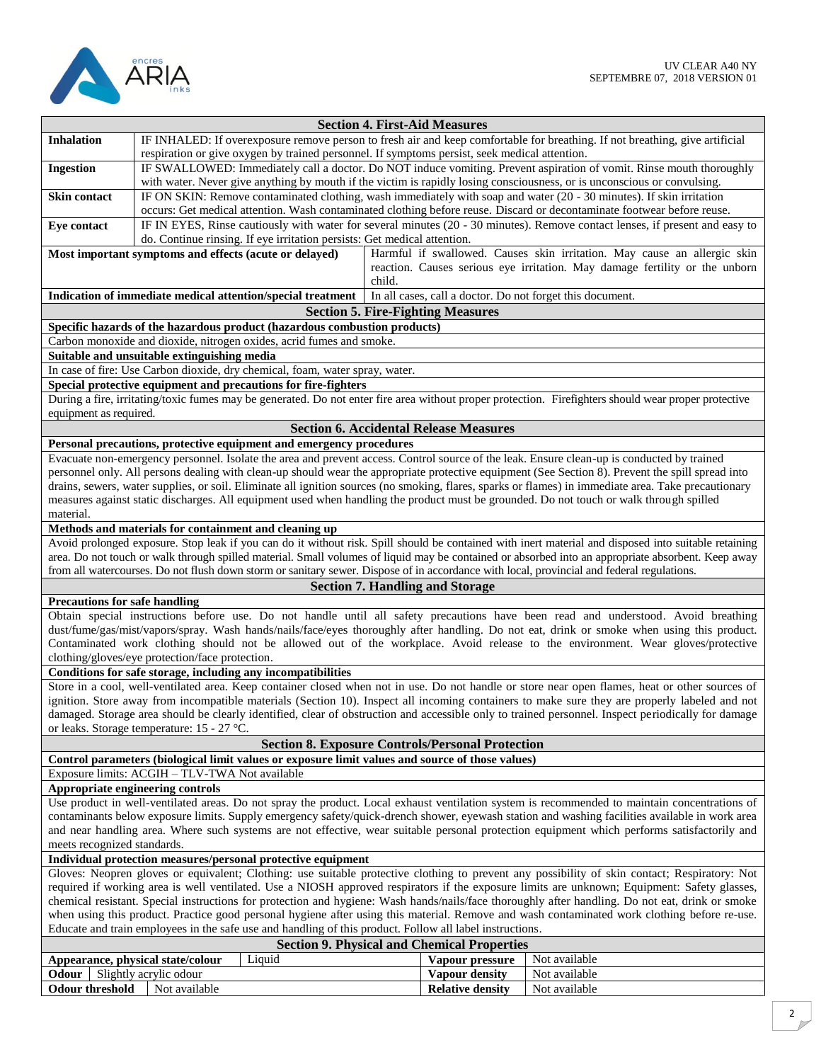## Section 4. First-Aid Measures

| | |
|---|---|
| **Inhalation** | IF INHALED: If overexposure remove person to fresh air and keep comfortable for breathing. If not breathing, give artificial respiration or give oxygen by trained personnel. If symptoms persist, seek medical attention. |
| **Ingestion** | IF SWALLOWED: Immediately call a doctor. Do NOT induce vomiting. Prevent aspiration of vomit. Rinse mouth thoroughly with water. Never give anything by mouth if the victim is rapidly losing consciousness, or is unconscious or convulsing. |
| **Skin contact** | IF ON SKIN: Remove contaminated clothing, wash immediately with soap and water (20 - 30 minutes). If skin irritation occurs: Get medical attention. Wash contaminated clothing before reuse. Discard or decontaminate footwear before reuse. |
| **Eye contact** | IF IN EYES, Rinse cautiously with water for several minutes (20 - 30 minutes). Remove contact lenses, if present and easy to do. Continue rinsing. If eye irritation persists: Get medical attention. |
| **Most important symptoms and effects (acute or delayed)** | Harmful if swallowed. Causes skin irritation. May cause an allergic skin reaction. Causes serious eye irritation. May damage fertility or the unborn child. |
| **Indication of immediate medical attention/special treatment** | In all cases, call a doctor. Do not forget this document. |

## Section 5. Fire-Fighting Measures

**Specific hazards of the hazardous product (hazardous combustion products)**

Carbon monoxide and dioxide, nitrogen oxides, acrid fumes and smoke.

**Suitable and unsuitable extinguishing media**

In case of fire: Use Carbon dioxide, dry chemical, foam, water spray, water.

**Special protective equipment and precautions for fire-fighters**

During a fire, irritating/toxic fumes may be generated. Do not enter fire area without proper protection. Firefighters should wear proper protective equipment as required.

## Section 6. Accidental Release Measures

**Personal precautions, protective equipment and emergency procedures**

Evacuate non-emergency personnel. Isolate the area and prevent access. Control source of the leak. Ensure clean-up is conducted by trained personnel only. All persons dealing with clean-up should wear the appropriate protective equipment (See Section 8). Prevent the spill spread into drains, sewers, water supplies, or soil. Eliminate all ignition sources (no smoking, flares, sparks or flames) in immediate area. Take precautionary measures against static discharges. All equipment used when handling the product must be grounded. Do not touch or walk through spilled material.

**Methods and materials for containment and cleaning up**

Avoid prolonged exposure. Stop leak if you can do it without risk. Spill should be contained with inert material and disposed into suitable retaining area. Do not touch or walk through spilled material. Small volumes of liquid may be contained or absorbed into an appropriate absorbent. Keep away from all watercourses. Do not flush down storm or sanitary sewer. Dispose of in accordance with local, provincial and federal regulations.

## Section 7. Handling and Storage

**Precautions for safe handling**

Obtain special instructions before use. Do not handle until all safety precautions have been read and understood. Avoid breathing dust/fume/gas/mist/vapors/spray. Wash hands/nails/face/eyes thoroughly after handling. Do not eat, drink or smoke when using this product. Contaminated work clothing should not be allowed out of the workplace. Avoid release to the environment. Wear gloves/protective clothing/gloves/eye protection/face protection.

**Conditions for safe storage, including any incompatibilities**

Store in a cool, well-ventilated area. Keep container closed when not in use. Do not handle or store near open flames, heat or other sources of ignition. Store away from incompatible materials (Section 10). Inspect all incoming containers to make sure they are properly labeled and not damaged. Storage area should be clearly identified, clear of obstruction and accessible only to trained personnel. Inspect periodically for damage or leaks. Storage temperature: 15 - 27 °C.

## Section 8. Exposure Controls/Personal Protection

**Control parameters (biological limit values or exposure limit values and source of those values)**

Exposure limits: ACGIH – TLV-TWA Not available

**Appropriate engineering controls**

Use product in well-ventilated areas. Do not spray the product. Local exhaust ventilation system is recommended to maintain concentrations of contaminants below exposure limits. Supply emergency safety/quick-drench shower, eyewash station and washing facilities available in work area and near handling area. Where such systems are not effective, wear suitable personal protection equipment which performs satisfactorily and meets recognized standards.

**Individual protection measures/personal protective equipment**

Gloves: Neopren gloves or equivalent; Clothing: use suitable protective clothing to prevent any possibility of skin contact; Respiratory: Not required if working area is well ventilated. Use a NIOSH approved respirators if the exposure limits are unknown; Equipment: Safety glasses, chemical resistant. Special instructions for protection and hygiene: Wash hands/nails/face thoroughly after handling. Do not eat, drink or smoke when using this product. Practice good personal hygiene after using this material. Remove and wash contaminated work clothing before re-use. Educate and train employees in the safe use and handling of this product. Follow all label instructions.

## Section 9. Physical and Chemical Properties

| | | | |
|---|---|---|---|
| **Appearance, physical state/colour** | Liquid | **Vapour pressure** | Not available |
| **Odour** | Slightly acrylic odour | **Vapour density** | Not available |
| **Odour threshold** | Not available | **Relative density** | Not available |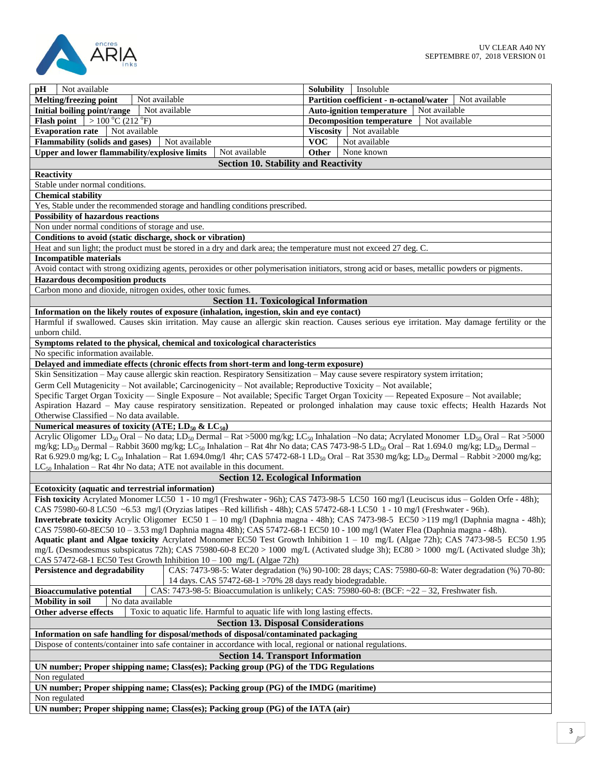| Property | Value | Property | Value |
|---|---|---|---|
| **pH** | Not available | **Solubility** | Insoluble |
| **Melting/freezing point** | Not available | **Partition coefficient - n-octanol/water** | Not available |
| **Initial boiling point/range** | Not available | **Auto-ignition temperature** | Not available |
| **Flash point** | > 100 °C (212 °F) | **Decomposition temperature** | Not available |
| **Evaporation rate** | Not available | **Viscosity** | Not available |
| **Flammability (solids and gases)** | Not available | **VOC** | Not available |
| **Upper and lower flammability/explosive limits** | Not available | **Other** | None known |

## Section 10. Stability and Reactivity

**Reactivity**

Stable under normal conditions.

**Chemical stability**

Yes, Stable under the recommended storage and handling conditions prescribed.

**Possibility of hazardous reactions**

Non under normal conditions of storage and use.

**Conditions to avoid (static discharge, shock or vibration)**

Heat and sun light; the product must be stored in a dry and dark area; the temperature must not exceed 27 deg. C.

**Incompatible materials**

Avoid contact with strong oxidizing agents, peroxides or other polymerisation initiators, strong acid or bases, metallic powders or pigments.

**Hazardous decomposition products**

Carbon mono and dioxide, nitrogen oxides, other toxic fumes.

## Section 11. Toxicological Information

**Information on the likely routes of exposure (inhalation, ingestion, skin and eye contact)**

Harmful if swallowed. Causes skin irritation. May cause an allergic skin reaction. Causes serious eye irritation. May damage fertility or the unborn child.

**Symptoms related to the physical, chemical and toxicological characteristics**

No specific information available.

**Delayed and immediate effects (chronic effects from short-term and long-term exposure)**

Skin Sensitization – May cause allergic skin reaction. Respiratory Sensitization – May cause severe respiratory system irritation;
Germ Cell Mutagenicity – Not available; Carcinogenicity – Not available; Reproductive Toxicity – Not available;
Specific Target Organ Toxicity — Single Exposure – Not available; Specific Target Organ Toxicity — Repeated Exposure – Not available;
Aspiration Hazard – May cause respiratory sensitization. Repeated or prolonged inhalation may cause toxic effects; Health Hazards Not Otherwise Classified – No data available.

**Numerical measures of toxicity (ATE; $LD_{50}$ & $LC_{50}$)**

Acrylic Oligomer $LD_{50}$ Oral – No data; $LD_{50}$ Dermal – Rat >5000 mg/kg; $LC_{50}$ Inhalation –No data; Acrylated Monomer $LD_{50}$ Oral – Rat >5000 mg/kg; $LD_{50}$ Dermal – Rabbit 3600 mg/kg; $LC_{50}$ Inhalation – Rat 4hr No data; CAS 7473-98-5 $LD_{50}$ Oral – Rat 1.694.0 mg/kg; $LD_{50}$ Dermal – Rat 6.929.0 mg/kg; L $C_{50}$ Inhalation – Rat 1.694.0mg/l 4hr; CAS 57472-68-1 $LD_{50}$ Oral – Rat 3530 mg/kg; $LD_{50}$ Dermal – Rabbit >2000 mg/kg; $LC_{50}$ Inhalation – Rat 4hr No data; ATE not available in this document.

## Section 12. Ecological Information

**Ecotoxicity (aquatic and terrestrial information)**

**Fish toxicity** Acrylated Monomer LC50 1 - 10 mg/l (Freshwater - 96h); CAS 7473-98-5 LC50 160 mg/l (Leuciscus idus – Golden Orfe - 48h); CAS 75980-60-8 LC50 ~6.53 mg/l (Oryzias latipes –Red killifish - 48h); CAS 57472-68-1 LC50 1 - 10 mg/l (Freshwater - 96h).
**Invertebrate toxicity** Acrylic Oligomer EC50 1 – 10 mg/l (Daphnia magna - 48h); CAS 7473-98-5 EC50 >119 mg/l (Daphnia magna - 48h); CAS 75980-60-8EC50 10 – 3.53 mg/l Daphnia magna 48h); CAS 57472-68-1 EC50 10 - 100 mg/l (Water Flea (Daphnia magna - 48h).
**Aquatic plant and Algae toxicity** Acrylated Monomer EC50 Test Growth Inhibition 1 – 10 mg/L (Algae 72h); CAS 7473-98-5 EC50 1.95 mg/L (Desmodesmus subspicatus 72h); CAS 75980-60-8 EC20 > 1000 mg/L (Activated sludge 3h); EC80 > 1000 mg/L (Activated sludge 3h); CAS 57472-68-1 EC50 Test Growth Inhibition 10 – 100 mg/L (Algae 72h)

| | |
|---|---|
| **Persistence and degradability** | CAS: 7473-98-5: Water degradation (%) 90-100: 28 days; CAS: 75980-60-8: Water degradation (%) 70-80: 14 days. CAS 57472-68-1 >70% 28 days ready biodegradable. |
| **Bioaccumulative potential** | CAS: 7473-98-5: Bioaccumulation is unlikely; CAS: 75980-60-8: (BCF: ~22 – 32, Freshwater fish. |
| **Mobility in soil** | No data available |
| **Other adverse effects** | Toxic to aquatic life. Harmful to aquatic life with long lasting effects. |

## Section 13. Disposal Considerations

**Information on safe handling for disposal/methods of disposal/contaminated packaging**

Dispose of contents/container into safe container in accordance with local, regional or national regulations.

## Section 14. Transport Information

**UN number; Proper shipping name; Class(es); Packing group (PG) of the TDG Regulations**

Non regulated

**UN number; Proper shipping name; Class(es); Packing group (PG) of the IMDG (maritime)**

Non regulated

**UN number; Proper shipping name; Class(es); Packing group (PG) of the IATA (air)**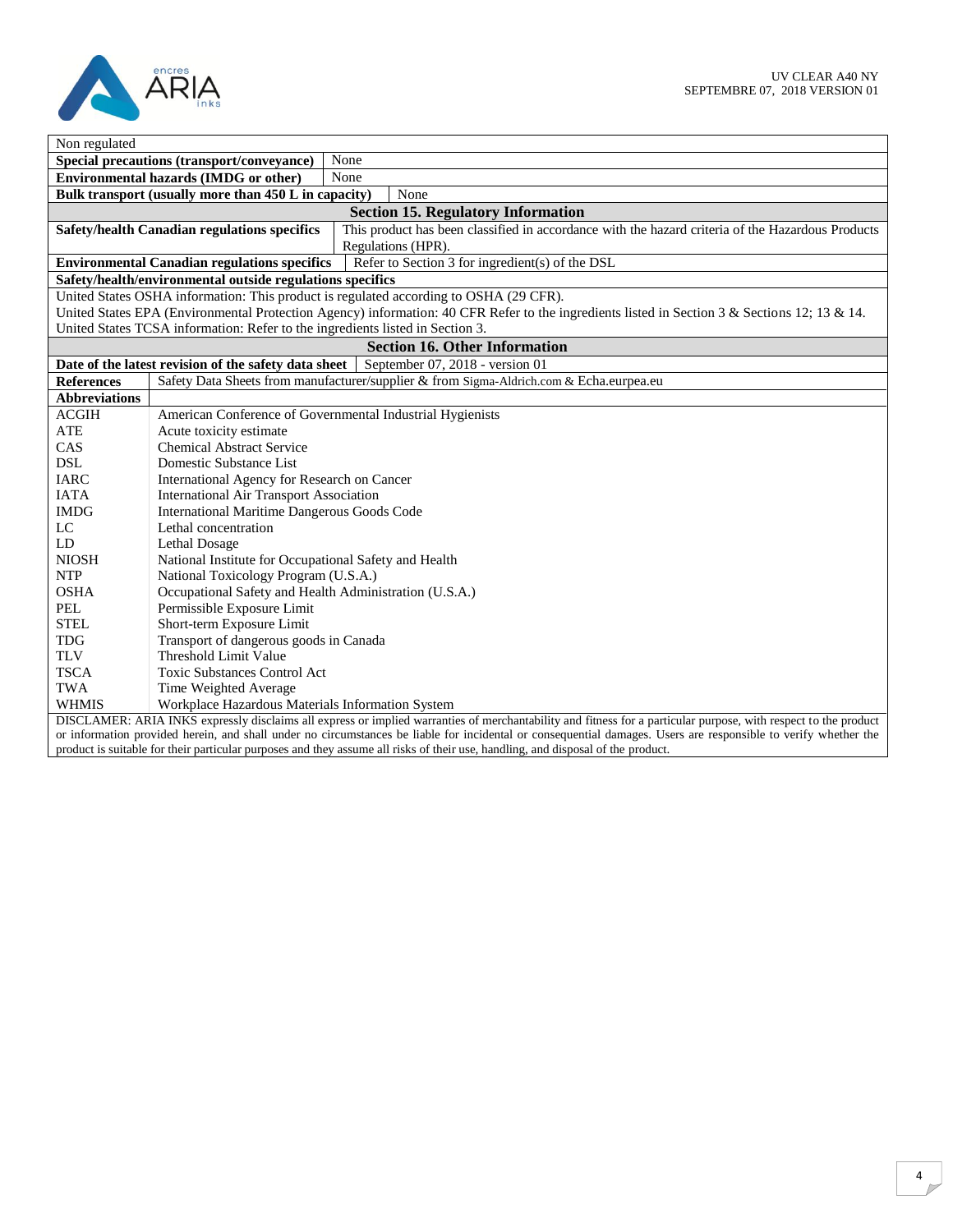Non regulated

| | |
|---|---|
| **Special precautions (transport/conveyance)** | None |
| **Environmental hazards (IMDG or other)** | None |
| **Bulk transport (usually more than 450 L in capacity)** | None |

## Section 15. Regulatory Information

| | |
|---|---|
| **Safety/health Canadian regulations specifics** | This product has been classified in accordance with the hazard criteria of the Hazardous Products Regulations (HPR). |
| **Environmental Canadian regulations specifics** | Refer to Section 3 for ingredient(s) of the DSL |

**Safety/health/environmental outside regulations specifics**

United States OSHA information: This product is regulated according to OSHA (29 CFR).

United States EPA (Environmental Protection Agency) information: 40 CFR Refer to the ingredients listed in Section 3 & Sections 12; 13 & 14.

United States TCSA information: Refer to the ingredients listed in Section 3.

## Section 16. Other Information

| | |
|---|---|
| **Date of the latest revision of the safety data sheet** | September 07, 2018 - version 01 |
| **References** | Safety Data Sheets from manufacturer/supplier & from Sigma-Aldrich.com & Echa.eurpea.eu |

| **Abbreviations** | |
|---|---|
| ACGIH | American Conference of Governmental Industrial Hygienists |
| ATE | Acute toxicity estimate |
| CAS | Chemical Abstract Service |
| DSL | Domestic Substance List |
| IARC | International Agency for Research on Cancer |
| IATA | International Air Transport Association |
| IMDG | International Maritime Dangerous Goods Code |
| LC | Lethal concentration |
| LD | Lethal Dosage |
| NIOSH | National Institute for Occupational Safety and Health |
| NTP | National Toxicology Program (U.S.A.) |
| OSHA | Occupational Safety and Health Administration (U.S.A.) |
| PEL | Permissible Exposure Limit |
| STEL | Short-term Exposure Limit |
| TDG | Transport of dangerous goods in Canada |
| TLV | Threshold Limit Value |
| TSCA | Toxic Substances Control Act |
| TWA | Time Weighted Average |
| WHMIS | Workplace Hazardous Materials Information System |

DISCLAMER: ARIA INKS expressly disclaims all express or implied warranties of merchantability and fitness for a particular purpose, with respect to the product or information provided herein, and shall under no circumstances be liable for incidental or consequential damages. Users are responsible to verify whether the product is suitable for their particular purposes and they assume all risks of their use, handling, and disposal of the product.